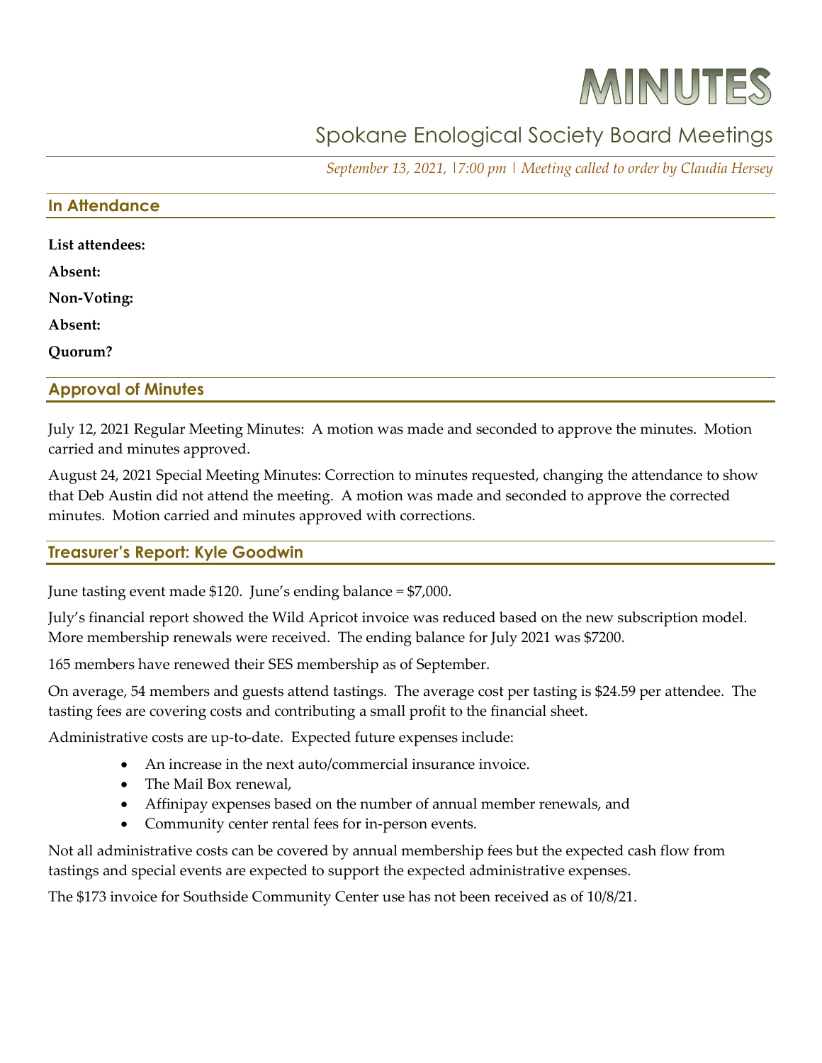# MINUTES

## Spokane Enological Society Board Meetings

*September 13, 2021, |7:00 pm | Meeting called to order by Claudia Hersey*

### In Attendance

**List attendees:**

**Absent:**

**Non-Voting:**

**Absent:**

**Quorum?**

### Approval of Minutes

July 12, 2021 Regular Meeting Minutes: A motion was made and seconded to approve the minutes. Motion carried and minutes approved.

August 24, 2021 Special Meeting Minutes: Correction to minutes requested, changing the attendance to show that Deb Austin did not attend the meeting. A motion was made and seconded to approve the corrected minutes. Motion carried and minutes approved with corrections.

### Treasurer's Report: Kyle Goodwin

June tasting event made $120. June's ending balance = $7,000.

July's financial report showed the Wild Apricot invoice was reduced based on the new subscription model. More membership renewals were received. The ending balance for July 2021 was $7200.

165 members have renewed their SES membership as of September.

On average, 54 members and guests attend tastings. The average cost per tasting is $24.59 per attendee. The tasting fees are covering costs and contributing a small profit to the financial sheet.

Administrative costs are up-to-date. Expected future expenses include:

- An increase in the next auto/commercial insurance invoice.
- The Mail Box renewal,
- Affinipay expenses based on the number of annual member renewals, and
- Community center rental fees for in-person events.

Not all administrative costs can be covered by annual membership fees but the expected cash flow from tastings and special events are expected to support the expected administrative expenses.

The $173 invoice for Southside Community Center use has not been received as of 10/8/21.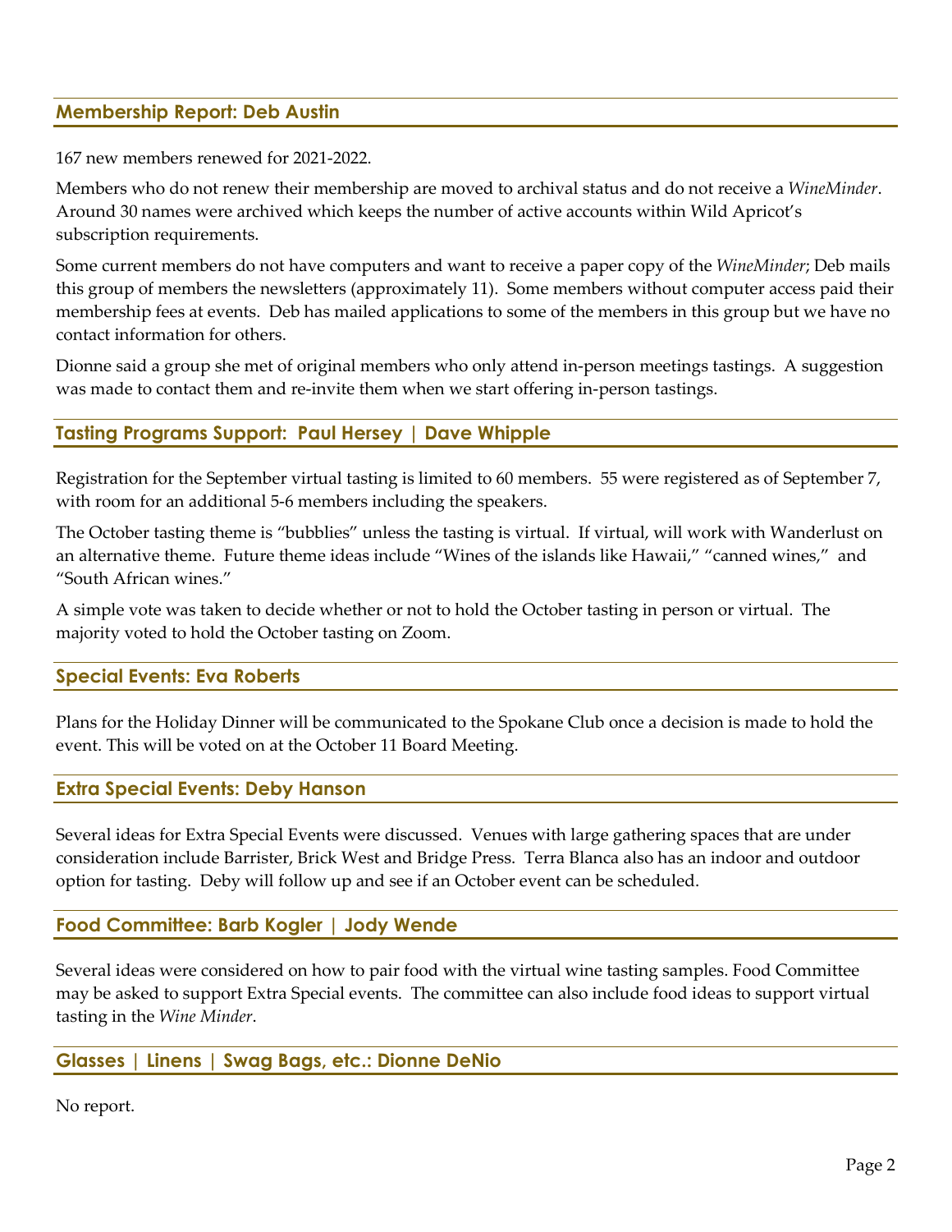## Membership Report: Deb Austin

167 new members renewed for 2021-2022.

Members who do not renew their membership are moved to archival status and do not receive a *WineMinder*. Around 30 names were archived which keeps the number of active accounts within Wild Apricot's subscription requirements.

Some current members do not have computers and want to receive a paper copy of the *WineMinder*; Deb mails this group of members the newsletters (approximately 11). Some members without computer access paid their membership fees at events. Deb has mailed applications to some of the members in this group but we have no contact information for others.

Dionne said a group she met of original members who only attend in-person meetings tastings. A suggestion was made to contact them and re-invite them when we start offering in-person tastings.

## Tasting Programs Support: Paul Hersey | Dave Whipple

Registration for the September virtual tasting is limited to 60 members. 55 were registered as of September 7, with room for an additional 5-6 members including the speakers.

The October tasting theme is "bubblies" unless the tasting is virtual. If virtual, will work with Wanderlust on an alternative theme. Future theme ideas include "Wines of the islands like Hawaii," "canned wines," and "South African wines."

A simple vote was taken to decide whether or not to hold the October tasting in person or virtual. The majority voted to hold the October tasting on Zoom.

## Special Events: Eva Roberts

Plans for the Holiday Dinner will be communicated to the Spokane Club once a decision is made to hold the event. This will be voted on at the October 11 Board Meeting.

## Extra Special Events: Deby Hanson

Several ideas for Extra Special Events were discussed. Venues with large gathering spaces that are under consideration include Barrister, Brick West and Bridge Press. Terra Blanca also has an indoor and outdoor option for tasting. Deby will follow up and see if an October event can be scheduled.

## Food Committee: Barb Kogler | Jody Wende

Several ideas were considered on how to pair food with the virtual wine tasting samples. Food Committee may be asked to support Extra Special events. The committee can also include food ideas to support virtual tasting in the *Wine Minder*.

## Glasses | Linens | Swag Bags, etc.: Dionne DeNio

No report.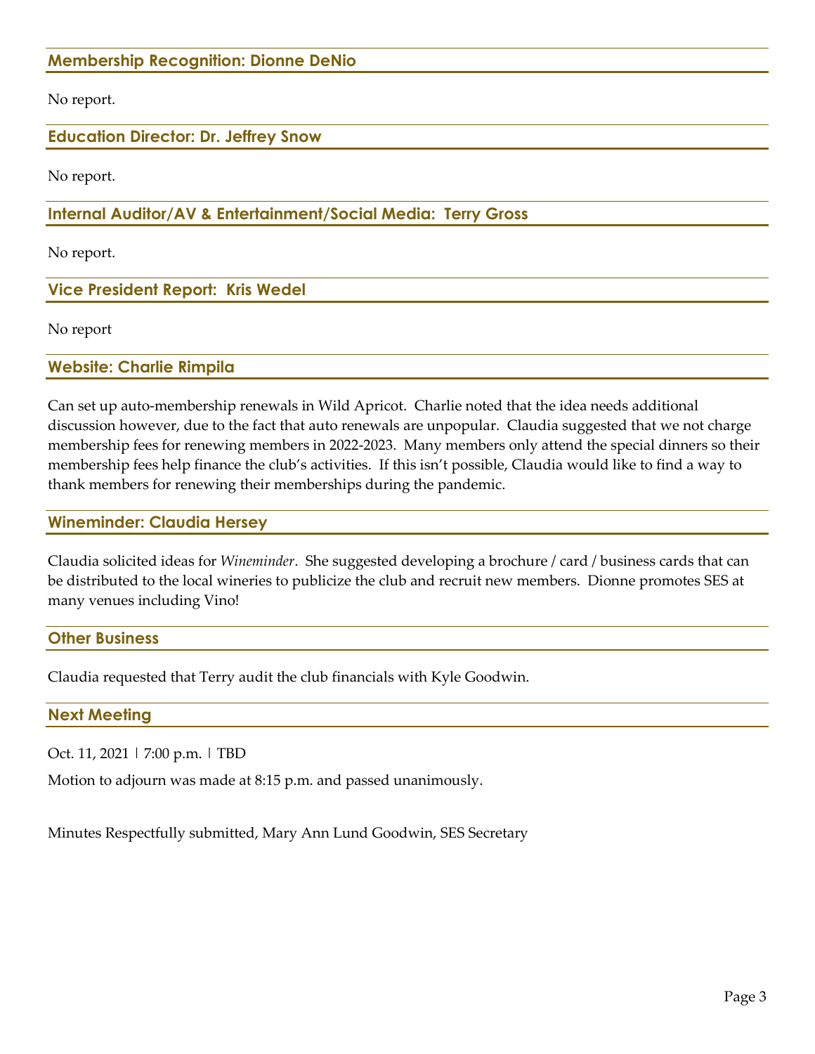## Membership Recognition: Dionne DeNio

No report.

## Education Director: Dr. Jeffrey Snow

No report.

## Internal Auditor/AV & Entertainment/Social Media: Terry Gross

No report.

## Vice President Report: Kris Wedel

No report

## Website: Charlie Rimpila

Can set up auto-membership renewals in Wild Apricot. Charlie noted that the idea needs additional discussion however, due to the fact that auto renewals are unpopular. Claudia suggested that we not charge membership fees for renewing members in 2022-2023. Many members only attend the special dinners so their membership fees help finance the club's activities. If this isn't possible, Claudia would like to find a way to thank members for renewing their memberships during the pandemic.

## Wineminder: Claudia Hersey

Claudia solicited ideas for *Wineminder*. She suggested developing a brochure / card / business cards that can be distributed to the local wineries to publicize the club and recruit new members. Dionne promotes SES at many venues including Vino!

## Other Business

Claudia requested that Terry audit the club financials with Kyle Goodwin.

## Next Meeting

Oct. 11, 2021 | 7:00 p.m. | TBD

Motion to adjourn was made at 8:15 p.m. and passed unanimously.

Minutes Respectfully submitted, Mary Ann Lund Goodwin, SES Secretary